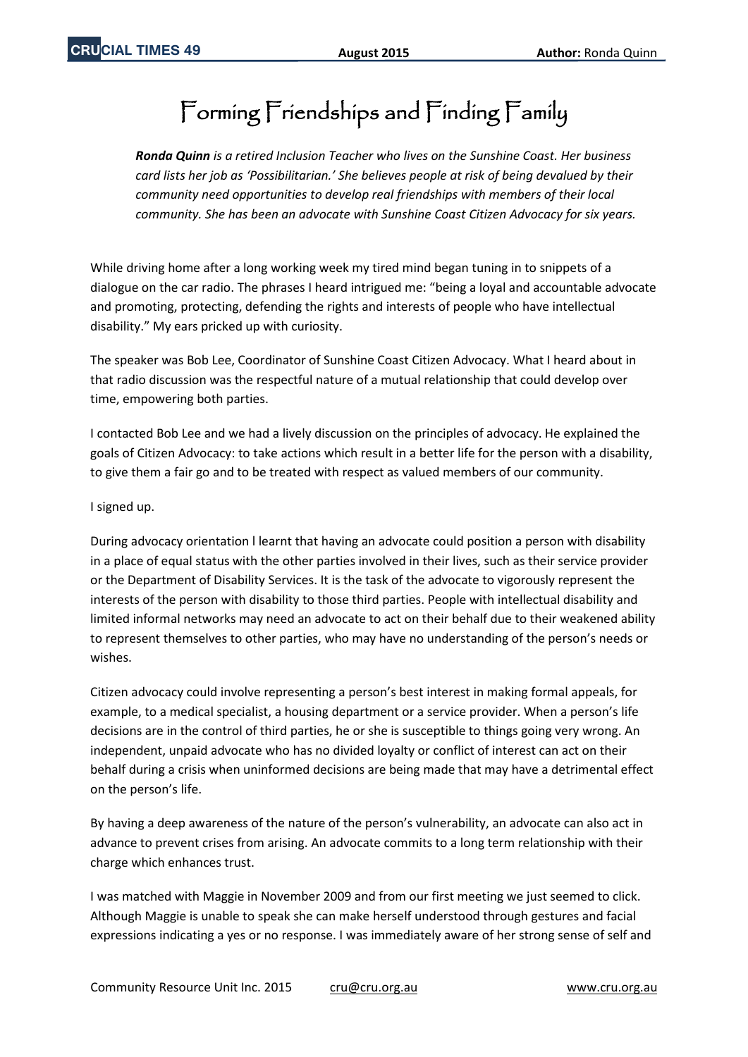# Forming Friendships and Finding Family

***Ronda Quinn** is a retired Inclusion Teacher who lives on the Sunshine Coast. Her business card lists her job as 'Possibilitarian.' She believes people at risk of being devalued by their community need opportunities to develop real friendships with members of their local community. She has been an advocate with Sunshine Coast Citizen Advocacy for six years.*

While driving home after a long working week my tired mind began tuning in to snippets of a dialogue on the car radio. The phrases I heard intrigued me: "being a loyal and accountable advocate and promoting, protecting, defending the rights and interests of people who have intellectual disability." My ears pricked up with curiosity.

The speaker was Bob Lee, Coordinator of Sunshine Coast Citizen Advocacy. What I heard about in that radio discussion was the respectful nature of a mutual relationship that could develop over time, empowering both parties.

I contacted Bob Lee and we had a lively discussion on the principles of advocacy. He explained the goals of Citizen Advocacy: to take actions which result in a better life for the person with a disability, to give them a fair go and to be treated with respect as valued members of our community.

I signed up.

During advocacy orientation l learnt that having an advocate could position a person with disability in a place of equal status with the other parties involved in their lives, such as their service provider or the Department of Disability Services. It is the task of the advocate to vigorously represent the interests of the person with disability to those third parties. People with intellectual disability and limited informal networks may need an advocate to act on their behalf due to their weakened ability to represent themselves to other parties, who may have no understanding of the person's needs or wishes.

Citizen advocacy could involve representing a person's best interest in making formal appeals, for example, to a medical specialist, a housing department or a service provider. When a person's life decisions are in the control of third parties, he or she is susceptible to things going very wrong. An independent, unpaid advocate who has no divided loyalty or conflict of interest can act on their behalf during a crisis when uninformed decisions are being made that may have a detrimental effect on the person's life.

By having a deep awareness of the nature of the person's vulnerability, an advocate can also act in advance to prevent crises from arising. An advocate commits to a long term relationship with their charge which enhances trust.

I was matched with Maggie in November 2009 and from our first meeting we just seemed to click. Although Maggie is unable to speak she can make herself understood through gestures and facial expressions indicating a yes or no response. I was immediately aware of her strong sense of self and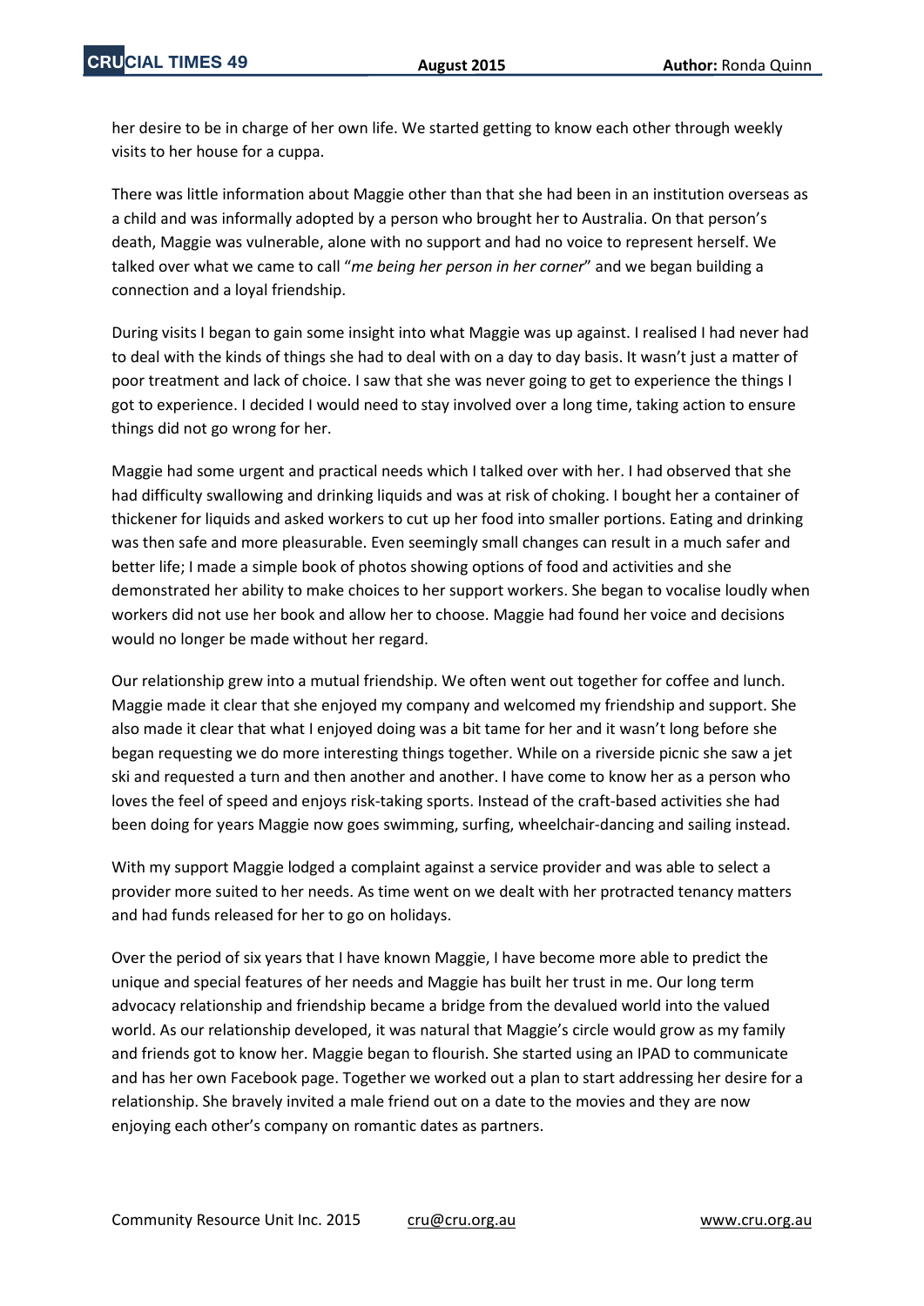her desire to be in charge of her own life. We started getting to know each other through weekly visits to her house for a cuppa.

There was little information about Maggie other than that she had been in an institution overseas as a child and was informally adopted by a person who brought her to Australia. On that person's death, Maggie was vulnerable, alone with no support and had no voice to represent herself. We talked over what we came to call "*me being her person in her corner*" and we began building a connection and a loyal friendship.

During visits I began to gain some insight into what Maggie was up against. I realised I had never had to deal with the kinds of things she had to deal with on a day to day basis. It wasn't just a matter of poor treatment and lack of choice. I saw that she was never going to get to experience the things I got to experience. I decided I would need to stay involved over a long time, taking action to ensure things did not go wrong for her.

Maggie had some urgent and practical needs which I talked over with her. I had observed that she had difficulty swallowing and drinking liquids and was at risk of choking. I bought her a container of thickener for liquids and asked workers to cut up her food into smaller portions. Eating and drinking was then safe and more pleasurable. Even seemingly small changes can result in a much safer and better life; I made a simple book of photos showing options of food and activities and she demonstrated her ability to make choices to her support workers. She began to vocalise loudly when workers did not use her book and allow her to choose. Maggie had found her voice and decisions would no longer be made without her regard.

Our relationship grew into a mutual friendship. We often went out together for coffee and lunch. Maggie made it clear that she enjoyed my company and welcomed my friendship and support. She also made it clear that what I enjoyed doing was a bit tame for her and it wasn't long before she began requesting we do more interesting things together. While on a riverside picnic she saw a jet ski and requested a turn and then another and another. I have come to know her as a person who loves the feel of speed and enjoys risk-taking sports. Instead of the craft-based activities she had been doing for years Maggie now goes swimming, surfing, wheelchair-dancing and sailing instead.

With my support Maggie lodged a complaint against a service provider and was able to select a provider more suited to her needs. As time went on we dealt with her protracted tenancy matters and had funds released for her to go on holidays.

Over the period of six years that I have known Maggie, I have become more able to predict the unique and special features of her needs and Maggie has built her trust in me. Our long term advocacy relationship and friendship became a bridge from the devalued world into the valued world. As our relationship developed, it was natural that Maggie's circle would grow as my family and friends got to know her. Maggie began to flourish. She started using an IPAD to communicate and has her own Facebook page. Together we worked out a plan to start addressing her desire for a relationship. She bravely invited a male friend out on a date to the movies and they are now enjoying each other's company on romantic dates as partners.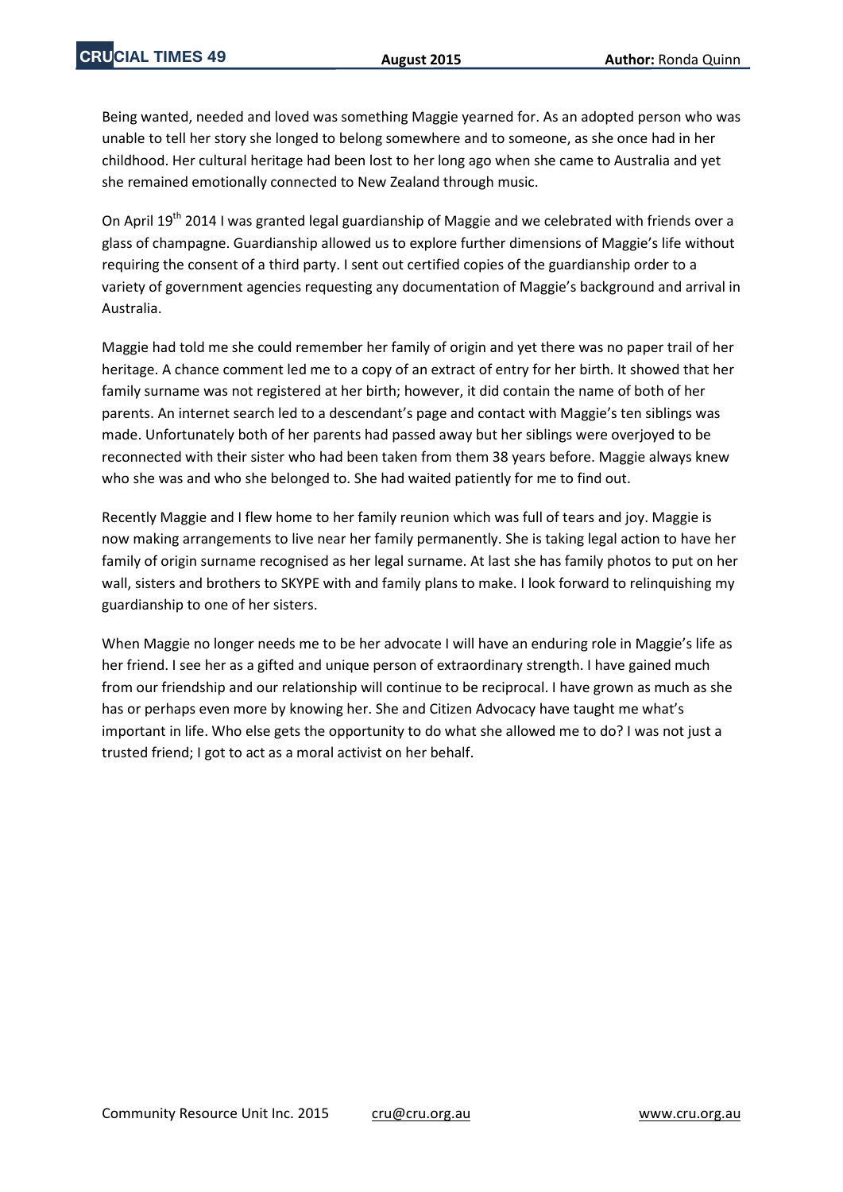Being wanted, needed and loved was something Maggie yearned for. As an adopted person who was unable to tell her story she longed to belong somewhere and to someone, as she once had in her childhood. Her cultural heritage had been lost to her long ago when she came to Australia and yet she remained emotionally connected to New Zealand through music.

On April 19th 2014 I was granted legal guardianship of Maggie and we celebrated with friends over a glass of champagne. Guardianship allowed us to explore further dimensions of Maggie's life without requiring the consent of a third party. I sent out certified copies of the guardianship order to a variety of government agencies requesting any documentation of Maggie's background and arrival in Australia.

Maggie had told me she could remember her family of origin and yet there was no paper trail of her heritage. A chance comment led me to a copy of an extract of entry for her birth. It showed that her family surname was not registered at her birth; however, it did contain the name of both of her parents. An internet search led to a descendant's page and contact with Maggie's ten siblings was made. Unfortunately both of her parents had passed away but her siblings were overjoyed to be reconnected with their sister who had been taken from them 38 years before. Maggie always knew who she was and who she belonged to. She had waited patiently for me to find out.

Recently Maggie and I flew home to her family reunion which was full of tears and joy. Maggie is now making arrangements to live near her family permanently. She is taking legal action to have her family of origin surname recognised as her legal surname. At last she has family photos to put on her wall, sisters and brothers to SKYPE with and family plans to make. I look forward to relinquishing my guardianship to one of her sisters.

When Maggie no longer needs me to be her advocate I will have an enduring role in Maggie's life as her friend. I see her as a gifted and unique person of extraordinary strength. I have gained much from our friendship and our relationship will continue to be reciprocal. I have grown as much as she has or perhaps even more by knowing her. She and Citizen Advocacy have taught me what's important in life. Who else gets the opportunity to do what she allowed me to do? I was not just a trusted friend; I got to act as a moral activist on her behalf.